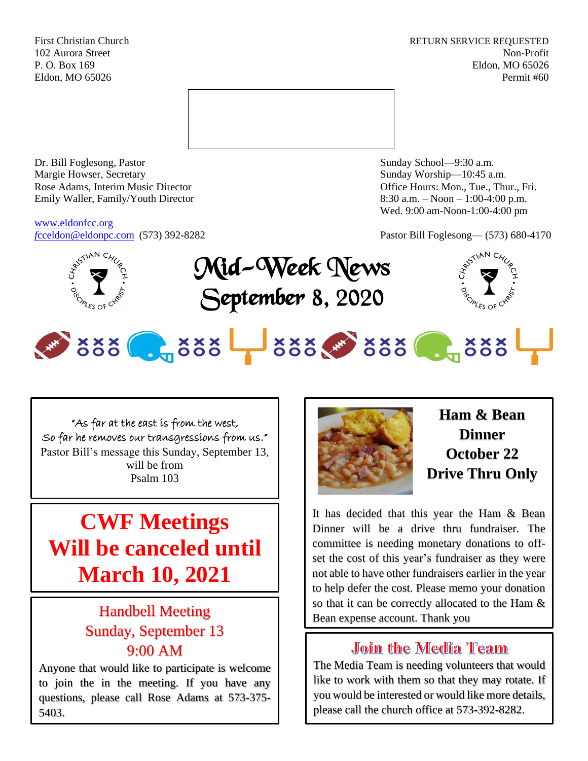First Christian Church
102 Aurora Street
P. O. Box 169
Eldon, MO 65026

RETURN SERVICE REQUESTED
Non-Profit
Eldon, MO 65026
Permit #60

Dr. Bill Foglesong, Pastor
Margie Howser, Secretary
Rose Adams, Interim Music Director
Emily Waller, Family/Youth Director

www.eldonfcc.org
fcceldon@eldonpc.com (573) 392-8282

Sunday School—9:30 a.m.
Sunday Worship—10:45 a.m.
Office Hours: Mon., Tue., Thur., Fri.
8:30 a.m. – Noon – 1:00-4:00 p.m.
Wed. 9:00 am-Noon-1:00-4:00 pm

Pastor Bill Foglesong— (573) 680-4170

# Mid-Week News
## September 8, 2020

*"As far at the east is from the west,*
*So far he removes our transgressions from us."*
Pastor Bill's message this Sunday, September 13, will be from
Psalm 103

## CWF Meetings Will be canceled until March 10, 2021

## Handbell Meeting
### Sunday, September 13
### 9:00 AM

Anyone that would like to participate is welcome to join the in the meeting. If you have any questions, please call Rose Adams at 573-375-5403.

## Ham & Bean Dinner
## October 22
## Drive Thru Only

It has decided that this year the Ham & Bean Dinner will be a drive thru fundraiser. The committee is needing monetary donations to off-set the cost of this year's fundraiser as they were not able to have other fundraisers earlier in the year to help defer the cost. Please memo your donation so that it can be correctly allocated to the Ham & Bean expense account. Thank you

## Join the Media Team

The Media Team is needing volunteers that would like to work with them so that they may rotate. If you would be interested or would like more details, please call the church office at 573-392-8282.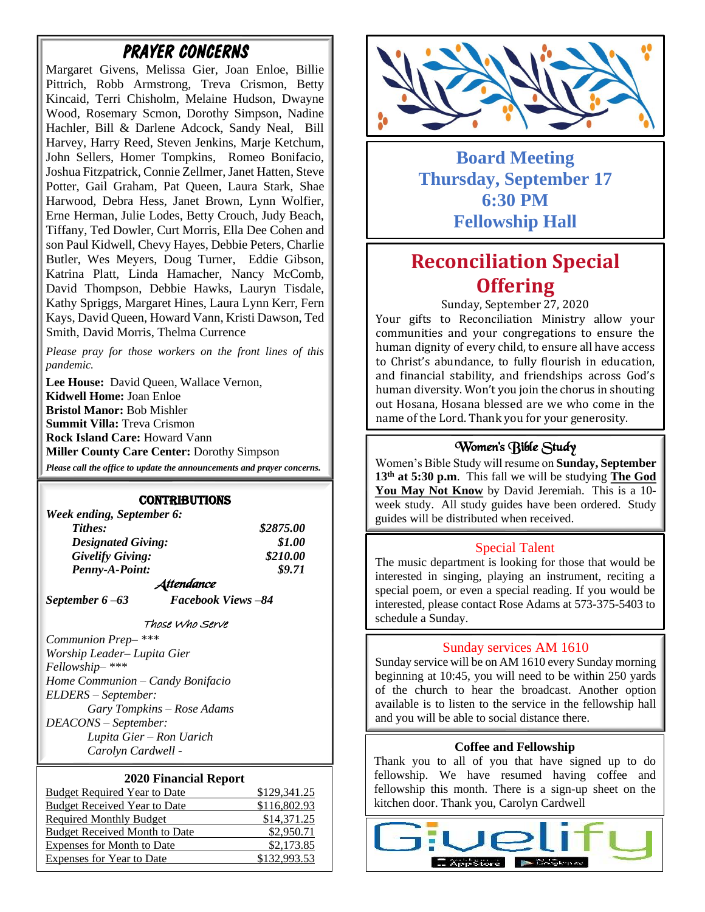## PRAYER CONCERNS

Margaret Givens, Melissa Gier, Joan Enloe, Billie Pittrich, Robb Armstrong, Treva Crismon, Betty Kincaid, Terri Chisholm, Melaine Hudson, Dwayne Wood, Rosemary Scmon, Dorothy Simpson, Nadine Hachler, Bill & Darlene Adcock, Sandy Neal, Bill Harvey, Harry Reed, Steven Jenkins, Marje Ketchum, John Sellers, Homer Tompkins, Romeo Bonifacio, Joshua Fitzpatrick, Connie Zellmer, Janet Hatten, Steve Potter, Gail Graham, Pat Queen, Laura Stark, Shae Harwood, Debra Hess, Janet Brown, Lynn Wolfier, Erne Herman, Julie Lodes, Betty Crouch, Judy Beach, Tiffany, Ted Dowler, Curt Morris, Ella Dee Cohen and son Paul Kidwell, Chevy Hayes, Debbie Peters, Charlie Butler, Wes Meyers, Doug Turner, Eddie Gibson, Katrina Platt, Linda Hamacher, Nancy McComb, David Thompson, Debbie Hawks, Lauryn Tisdale, Kathy Spriggs, Margaret Hines, Laura Lynn Kerr, Fern Kays, David Queen, Howard Vann, Kristi Dawson, Ted Smith, David Morris, Thelma Currence

*Please pray for those workers on the front lines of this pandemic.*

**Lee House:** David Queen, Wallace Vernon,
**Kidwell Home:** Joan Enloe
**Bristol Manor:** Bob Mishler
**Summit Villa:** Treva Crismon
**Rock Island Care:** Howard Vann
**Miller County Care Center:** Dorothy Simpson

***Please call the office to update the announcements and prayer concerns.***

## CONTRIBUTIONS

***Week ending, September 6:***

| | |
|---|---|
| ***Tithes:*** | ***$2875.00*** |
| ***Designated Giving:*** | ***$1.00*** |
| ***Givelify Giving:*** | ***$210.00*** |
| ***Penny-A-Point:*** | ***$9.71*** |

### *Attendance*

***September 6 –63*** ***Facebook Views –84***

### *Those Who Serve*

*Communion Prep– \*\*\**
*Worship Leader– Lupita Gier*
*Fellowship– \*\*\**
*Home Communion – Candy Bonifacio*
*ELDERS – September:*
*Gary Tompkins – Rose Adams*
*DEACONS – September:*
*Lupita Gier – Ron Uarich*
*Carolyn Cardwell -*

## 2020 Financial Report

| | |
|---|---|
| Budget Required Year to Date | $129,341.25 |
| Budget Received Year to Date | $116,802.93 |
| Required Monthly Budget | $14,371.25 |
| Budget Received Month to Date | $2,950.71 |
| Expenses for Month to Date | $2,173.85 |
| Expenses for Year to Date | $132,993.53 |

**Board Meeting**
**Thursday, September 17**
**6:30 PM**
**Fellowship Hall**

## Reconciliation Special Offering

Sunday, September 27, 2020

Your gifts to Reconciliation Ministry allow your communities and your congregations to ensure the human dignity of every child, to ensure all have access to Christ's abundance, to fully flourish in education, and financial stability, and friendships across God's human diversity. Won't you join the chorus in shouting out Hosana, Hosana blessed are we who come in the name of the Lord. Thank you for your generosity.

## Women's Bible Study

Women's Bible Study will resume on **Sunday, September 13th at 5:30 p.m**. This fall we will be studying **The God You May Not Know** by David Jeremiah. This is a 10-week study. All study guides have been ordered. Study guides will be distributed when received.

## Special Talent

The music department is looking for those that would be interested in singing, playing an instrument, reciting a special poem, or even a special reading. If you would be interested, please contact Rose Adams at 573-375-5403 to schedule a Sunday.

## Sunday services AM 1610

Sunday service will be on AM 1610 every Sunday morning beginning at 10:45, you will need to be within 250 yards of the church to hear the broadcast. Another option available is to listen to the service in the fellowship hall and you will be able to social distance there.

## Coffee and Fellowship

Thank you to all of you that have signed up to do fellowship. We have resumed having coffee and fellowship this month. There is a sign-up sheet on the kitchen door. Thank you, Carolyn Cardwell

Givelify